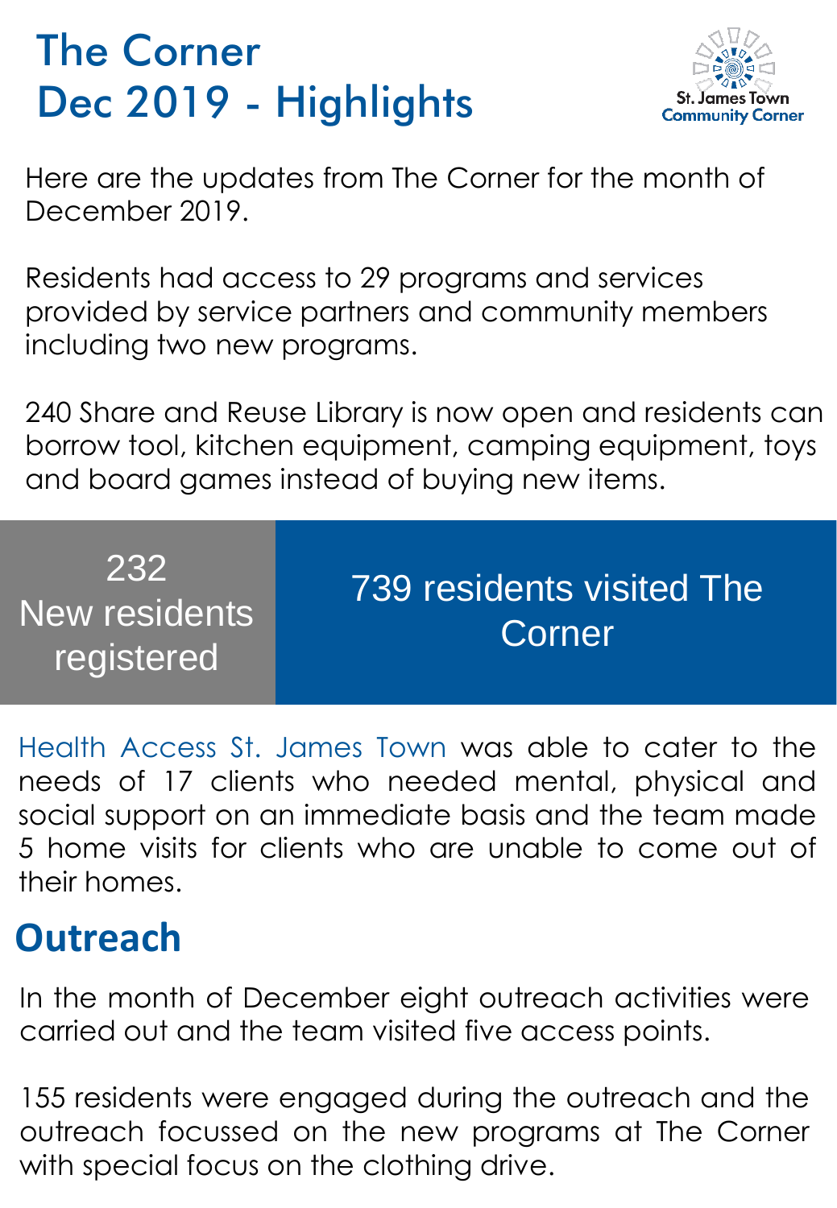# The Corner
# Dec 2019 - Highlights

St. James Town Community Corner

Here are the updates from The Corner for the month of December 2019.

Residents had access to 29 programs and services provided by service partners and community members including two new programs.

240 Share and Reuse Library is now open and residents can borrow tool, kitchen equipment, camping equipment, toys and board games instead of buying new items.

**232**
**New residents registered**

**739 residents visited The Corner**

Health Access St. James Town was able to cater to the needs of 17 clients who needed mental, physical and social support on an immediate basis and the team made 5 home visits for clients who are unable to come out of their homes.

## Outreach

In the month of December eight outreach activities were carried out and the team visited five access points.

155 residents were engaged during the outreach and the outreach focussed on the new programs at The Corner with special focus on the clothing drive.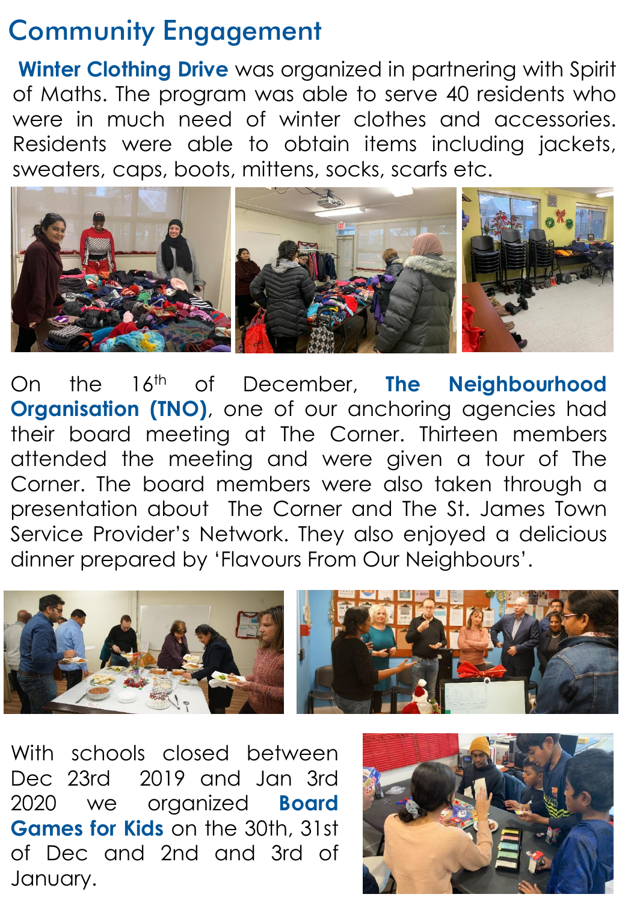# Community Engagement

**Winter Clothing Drive** was organized in partnering with Spirit of Maths. The program was able to serve 40 residents who were in much need of winter clothes and accessories. Residents were able to obtain items including jackets, sweaters, caps, boots, mittens, socks, scarfs etc.

On the 16th of December, **The Neighbourhood Organisation (TNO)**, one of our anchoring agencies had their board meeting at The Corner. Thirteen members attended the meeting and were given a tour of The Corner. The board members were also taken through a presentation about The Corner and The St. James Town Service Provider's Network. They also enjoyed a delicious dinner prepared by 'Flavours From Our Neighbours'.

With schools closed between Dec 23rd 2019 and Jan 3rd 2020 we organized **Board Games for Kids** on the 30th, 31st of Dec and 2nd and 3rd of January.